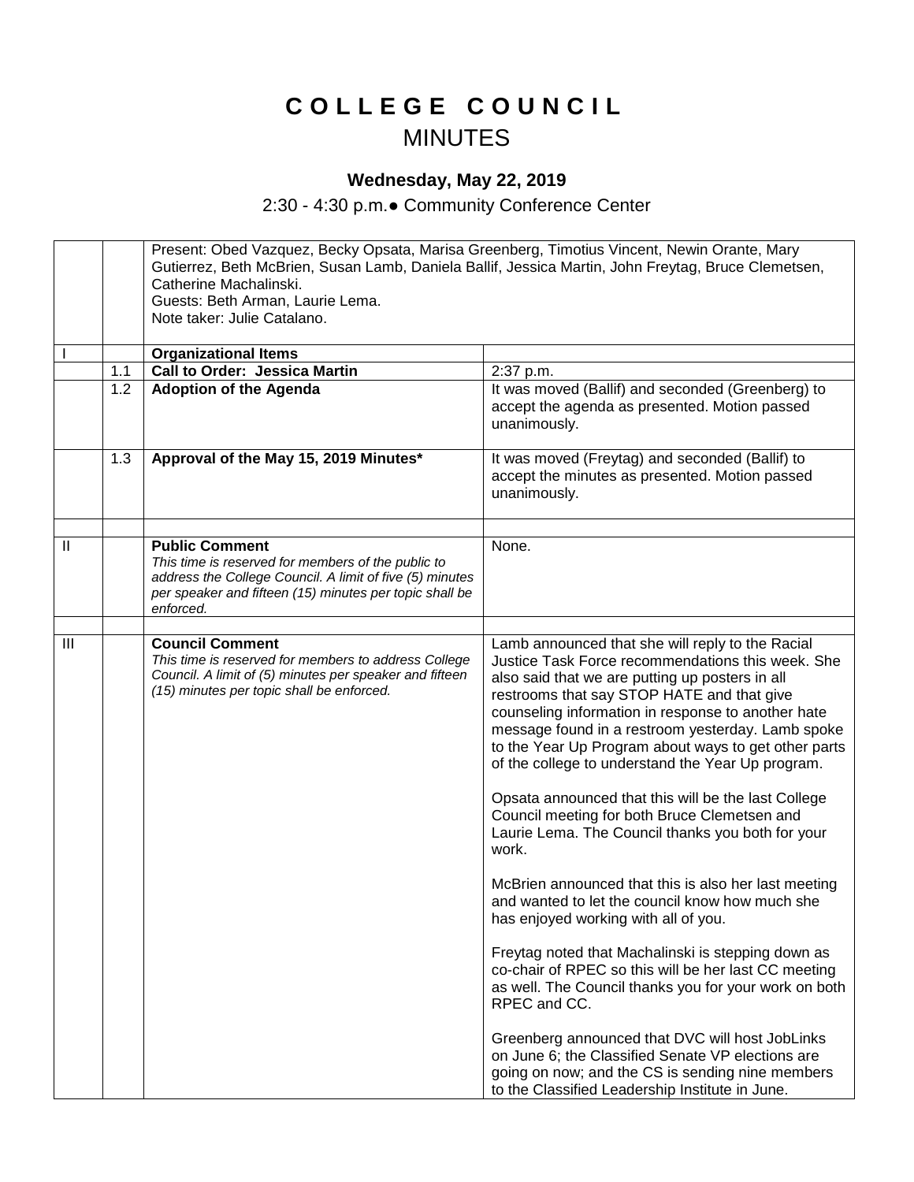# C O L L E G E   C O U N C I L

## MINUTES

### Wednesday, May 22, 2019

2:30 - 4:30 p.m.● Community Conference Center

| | | | |
|---|---|---|---|
| | | Present: Obed Vazquez, Becky Opsata, Marisa Greenberg, Timotius Vincent, Newin Orante, Mary Gutierrez, Beth McBrien, Susan Lamb, Daniela Ballif, Jessica Martin, John Freytag, Bruce Clemetsen, Catherine Machalinski.<br>Guests: Beth Arman, Laurie Lema.<br>Note taker: Julie Catalano. | |
| I | | **Organizational Items** | |
| | 1.1 | **Call to Order: Jessica Martin** | 2:37 p.m. |
| | 1.2 | **Adoption of the Agenda** | It was moved (Ballif) and seconded (Greenberg) to accept the agenda as presented. Motion passed unanimously. |
| | 1.3 | **Approval of the May 15, 2019 Minutes*** | It was moved (Freytag) and seconded (Ballif) to accept the minutes as presented. Motion passed unanimously. |
| | | | |
| II | | **Public Comment**<br>*This time is reserved for members of the public to address the College Council. A limit of five (5) minutes per speaker and fifteen (15) minutes per topic shall be enforced.* | None. |
| | | | |
| III | | **Council Comment**<br>*This time is reserved for members to address College Council. A limit of (5) minutes per speaker and fifteen (15) minutes per topic shall be enforced.* | Lamb announced that she will reply to the Racial Justice Task Force recommendations this week. She also said that we are putting up posters in all restrooms that say STOP HATE and that give counseling information in response to another hate message found in a restroom yesterday. Lamb spoke to the Year Up Program about ways to get other parts of the college to understand the Year Up program.<br><br>Opsata announced that this will be the last College Council meeting for both Bruce Clemetsen and Laurie Lema. The Council thanks you both for your work.<br><br>McBrien announced that this is also her last meeting and wanted to let the council know how much she has enjoyed working with all of you.<br><br>Freytag noted that Machalinski is stepping down as co-chair of RPEC so this will be her last CC meeting as well. The Council thanks you for your work on both RPEC and CC.<br><br>Greenberg announced that DVC will host JobLinks on June 6; the Classified Senate VP elections are going on now; and the CS is sending nine members to the Classified Leadership Institute in June. |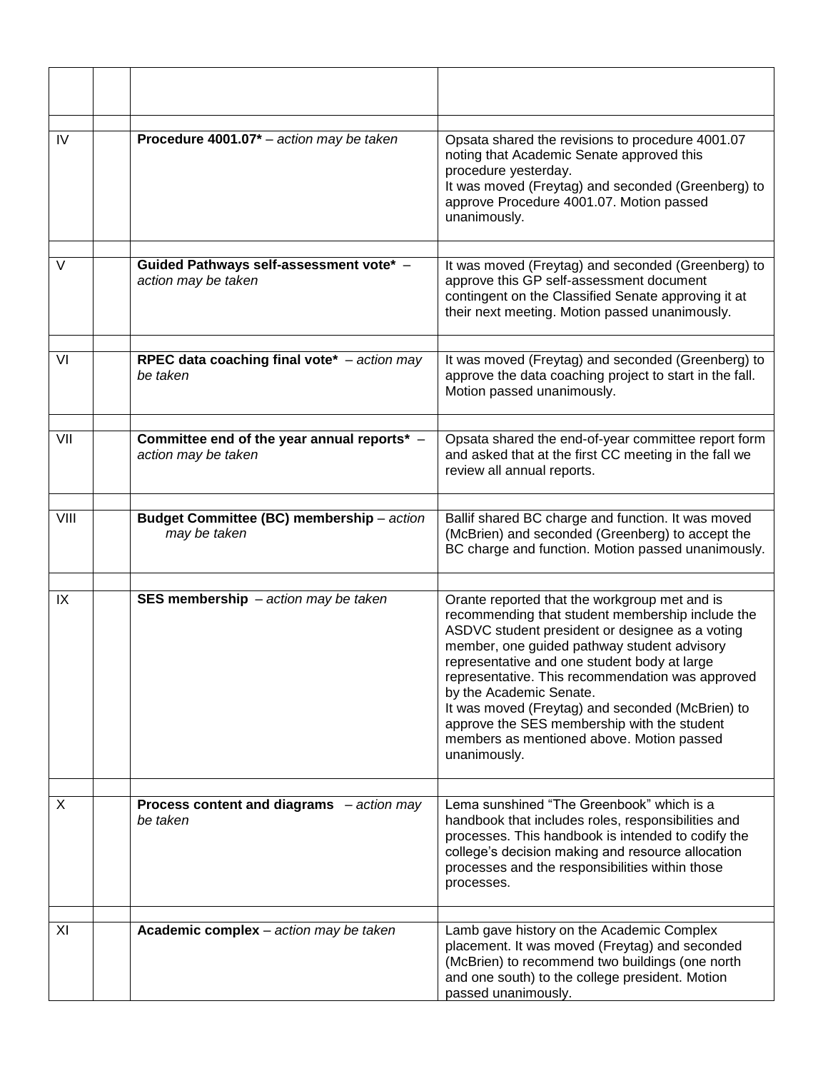| | | | |
|---|---|---|---|
| | | | |
| IV | | **Procedure 4001.07*** – *action may be taken* | Opsata shared the revisions to procedure 4001.07 noting that Academic Senate approved this procedure yesterday.<br>It was moved (Freytag) and seconded (Greenberg) to approve Procedure 4001.07. Motion passed unanimously. |
| | | | |
| V | | **Guided Pathways self-assessment vote*** – *action may be taken* | It was moved (Freytag) and seconded (Greenberg) to approve this GP self-assessment document contingent on the Classified Senate approving it at their next meeting. Motion passed unanimously. |
| | | | |
| VI | | **RPEC data coaching final vote*** – *action may be taken* | It was moved (Freytag) and seconded (Greenberg) to approve the data coaching project to start in the fall. Motion passed unanimously. |
| | | | |
| VII | | **Committee end of the year annual reports*** – *action may be taken* | Opsata shared the end-of-year committee report form and asked that at the first CC meeting in the fall we review all annual reports. |
| | | | |
| VIII | | **Budget Committee (BC) membership** – *action may be taken* | Ballif shared BC charge and function. It was moved (McBrien) and seconded (Greenberg) to accept the BC charge and function. Motion passed unanimously. |
| | | | |
| IX | | **SES membership** – *action may be taken* | Orante reported that the workgroup met and is recommending that student membership include the ASDVC student president or designee as a voting member, one guided pathway student advisory representative and one student body at large representative. This recommendation was approved by the Academic Senate.<br>It was moved (Freytag) and seconded (McBrien) to approve the SES membership with the student members as mentioned above. Motion passed unanimously. |
| | | | |
| X | | **Process content and diagrams** – *action may be taken* | Lema sunshined "The Greenbook" which is a handbook that includes roles, responsibilities and processes. This handbook is intended to codify the college's decision making and resource allocation processes and the responsibilities within those processes. |
| | | | |
| XI | | **Academic complex** – *action may be taken* | Lamb gave history on the Academic Complex placement. It was moved (Freytag) and seconded (McBrien) to recommend two buildings (one north and one south) to the college president. Motion passed unanimously. |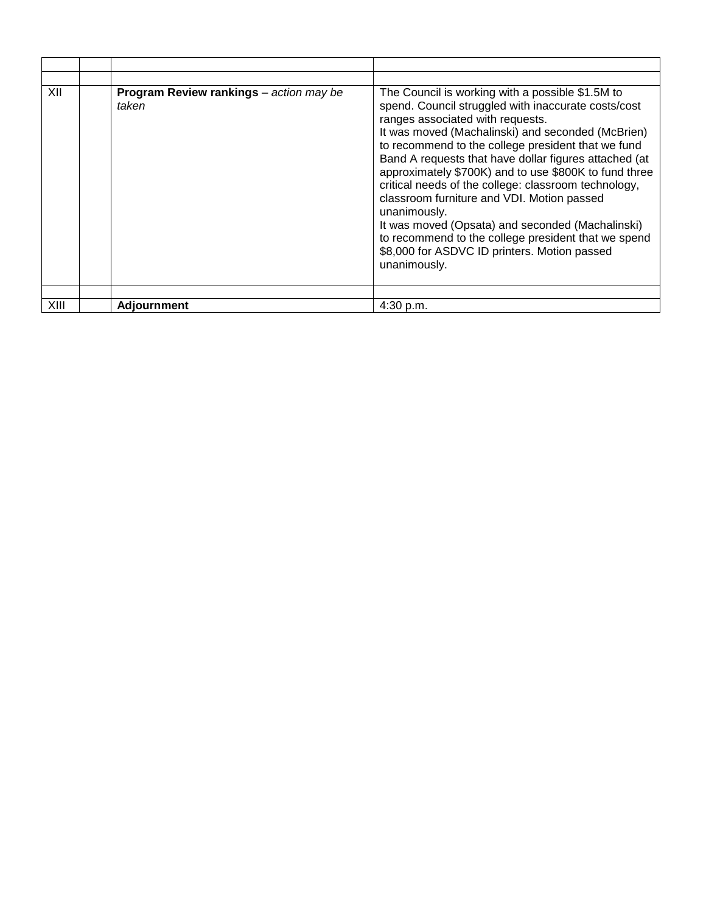| | | | |
|---|---|---|---|
| | | | |
| | | | |
| XII | | **Program Review rankings** – *action may be taken* | The Council is working with a possible $1.5M to spend. Council struggled with inaccurate costs/cost ranges associated with requests.<br>It was moved (Machalinski) and seconded (McBrien) to recommend to the college president that we fund Band A requests that have dollar figures attached (at approximately $700K) and to use $800K to fund three critical needs of the college: classroom technology, classroom furniture and VDI. Motion passed unanimously.<br>It was moved (Opsata) and seconded (Machalinski) to recommend to the college president that we spend $8,000 for ASDVC ID printers. Motion passed unanimously. |
| | | | |
| XIII | | **Adjournment** | 4:30 p.m. |